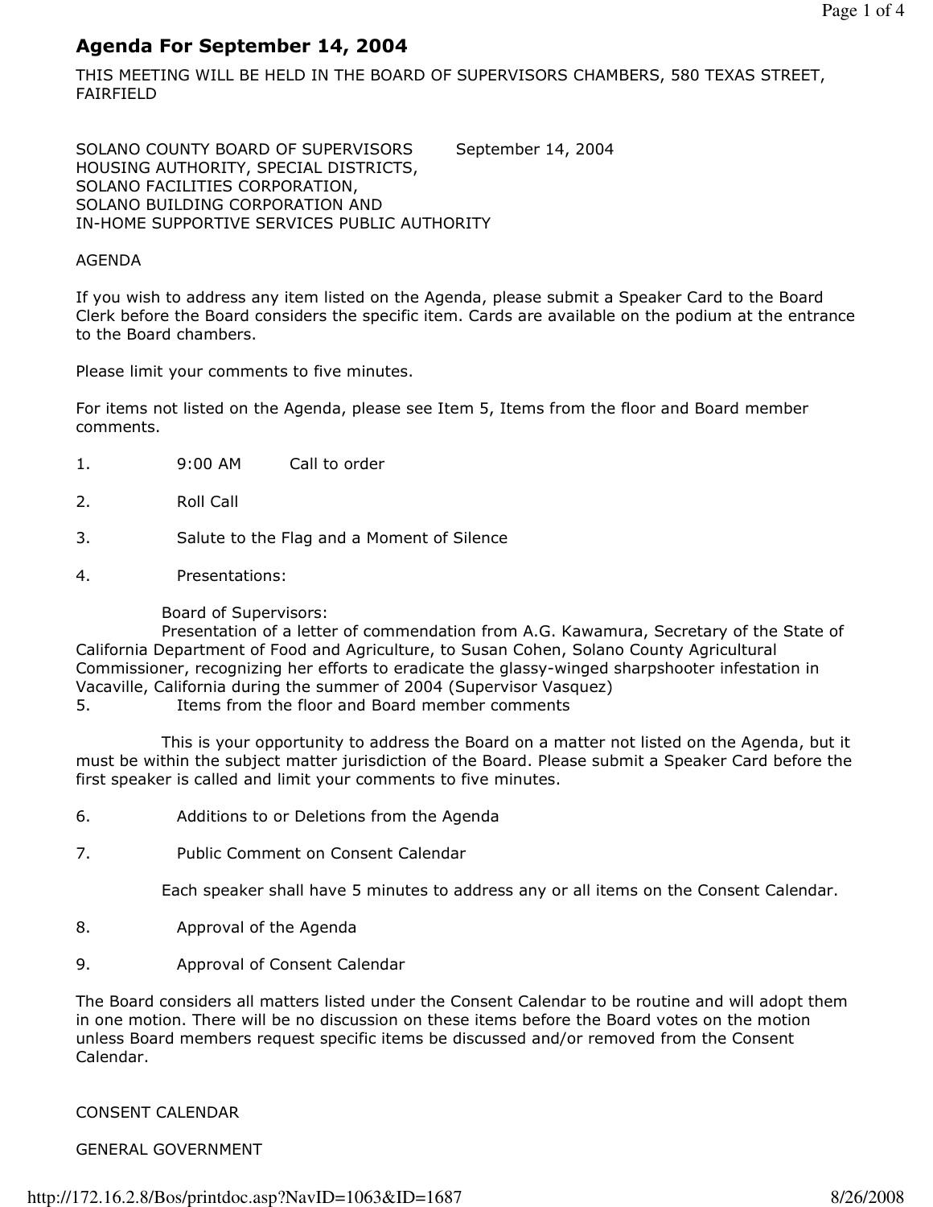# Agenda For September 14, 2004

THIS MEETING WILL BE HELD IN THE BOARD OF SUPERVISORS CHAMBERS, 580 TEXAS STREET, FAIRFIELD

SOLANO COUNTY BOARD OF SUPERVISORS September 14, 2004
HOUSING AUTHORITY, SPECIAL DISTRICTS,
SOLANO FACILITIES CORPORATION,
SOLANO BUILDING CORPORATION AND
IN-HOME SUPPORTIVE SERVICES PUBLIC AUTHORITY

AGENDA

If you wish to address any item listed on the Agenda, please submit a Speaker Card to the Board Clerk before the Board considers the specific item. Cards are available on the podium at the entrance to the Board chambers.

Please limit your comments to five minutes.

For items not listed on the Agenda, please see Item 5, Items from the floor and Board member comments.

1. 9:00 AM Call to order

2. Roll Call

3. Salute to the Flag and a Moment of Silence

4. Presentations:

   Board of Supervisors:
   Presentation of a letter of commendation from A.G. Kawamura, Secretary of the State of California Department of Food and Agriculture, to Susan Cohen, Solano County Agricultural Commissioner, recognizing her efforts to eradicate the glassy-winged sharpshooter infestation in Vacaville, California during the summer of 2004 (Supervisor Vasquez)

5. Items from the floor and Board member comments

   This is your opportunity to address the Board on a matter not listed on the Agenda, but it must be within the subject matter jurisdiction of the Board. Please submit a Speaker Card before the first speaker is called and limit your comments to five minutes.

6. Additions to or Deletions from the Agenda

7. Public Comment on Consent Calendar

   Each speaker shall have 5 minutes to address any or all items on the Consent Calendar.

8. Approval of the Agenda

9. Approval of Consent Calendar

The Board considers all matters listed under the Consent Calendar to be routine and will adopt them in one motion. There will be no discussion on these items before the Board votes on the motion unless Board members request specific items be discussed and/or removed from the Consent Calendar.

CONSENT CALENDAR

GENERAL GOVERNMENT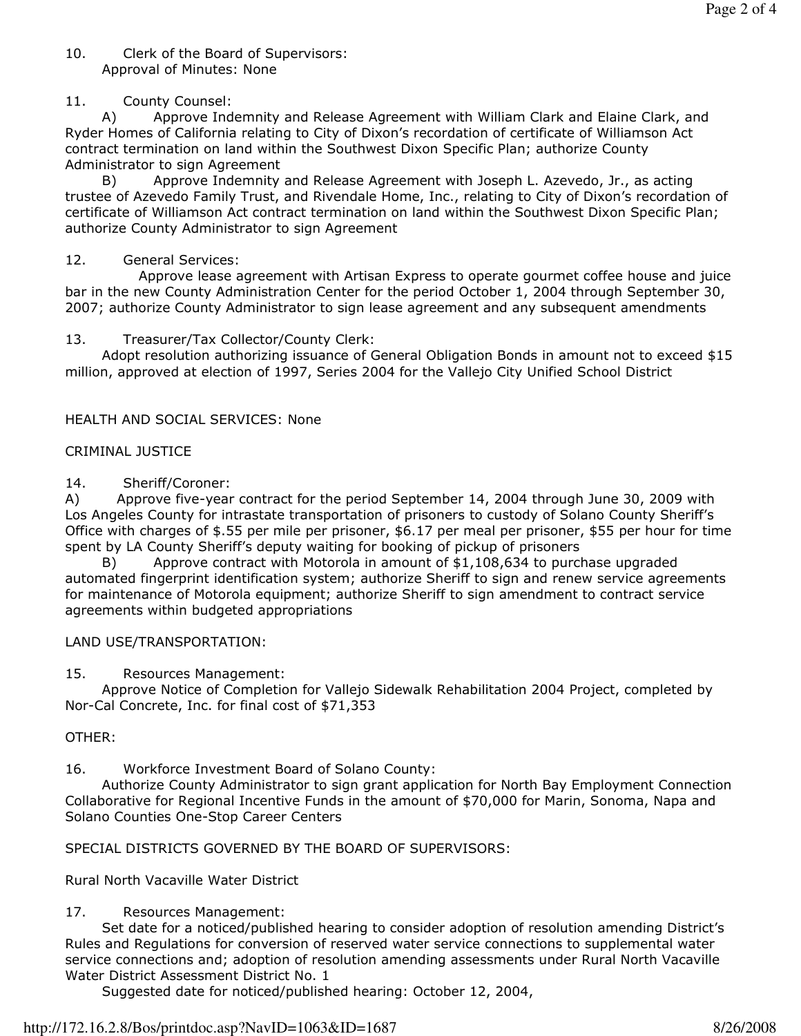10. Clerk of the Board of Supervisors:
    Approval of Minutes: None

11. County Counsel:
    A) Approve Indemnity and Release Agreement with William Clark and Elaine Clark, and Ryder Homes of California relating to City of Dixon's recordation of certificate of Williamson Act contract termination on land within the Southwest Dixon Specific Plan; authorize County Administrator to sign Agreement
    B) Approve Indemnity and Release Agreement with Joseph L. Azevedo, Jr., as acting trustee of Azevedo Family Trust, and Rivendale Home, Inc., relating to City of Dixon's recordation of certificate of Williamson Act contract termination on land within the Southwest Dixon Specific Plan; authorize County Administrator to sign Agreement

12. General Services:
    Approve lease agreement with Artisan Express to operate gourmet coffee house and juice bar in the new County Administration Center for the period October 1, 2004 through September 30, 2007; authorize County Administrator to sign lease agreement and any subsequent amendments

13. Treasurer/Tax Collector/County Clerk:
    Adopt resolution authorizing issuance of General Obligation Bonds in amount not to exceed $15 million, approved at election of 1997, Series 2004 for the Vallejo City Unified School District

HEALTH AND SOCIAL SERVICES: None

CRIMINAL JUSTICE

14. Sheriff/Coroner:
    A) Approve five-year contract for the period September 14, 2004 through June 30, 2009 with Los Angeles County for intrastate transportation of prisoners to custody of Solano County Sheriff's Office with charges of $.55 per mile per prisoner, $6.17 per meal per prisoner, $55 per hour for time spent by LA County Sheriff's deputy waiting for booking of pickup of prisoners
    B) Approve contract with Motorola in amount of $1,108,634 to purchase upgraded automated fingerprint identification system; authorize Sheriff to sign and renew service agreements for maintenance of Motorola equipment; authorize Sheriff to sign amendment to contract service agreements within budgeted appropriations

LAND USE/TRANSPORTATION:

15. Resources Management:
    Approve Notice of Completion for Vallejo Sidewalk Rehabilitation 2004 Project, completed by Nor-Cal Concrete, Inc. for final cost of $71,353

OTHER:

16. Workforce Investment Board of Solano County:
    Authorize County Administrator to sign grant application for North Bay Employment Connection Collaborative for Regional Incentive Funds in the amount of $70,000 for Marin, Sonoma, Napa and Solano Counties One-Stop Career Centers

SPECIAL DISTRICTS GOVERNED BY THE BOARD OF SUPERVISORS:

Rural North Vacaville Water District

17. Resources Management:
    Set date for a noticed/published hearing to consider adoption of resolution amending District's Rules and Regulations for conversion of reserved water service connections to supplemental water service connections and; adoption of resolution amending assessments under Rural North Vacaville Water District Assessment District No. 1
    Suggested date for noticed/published hearing: October 12, 2004,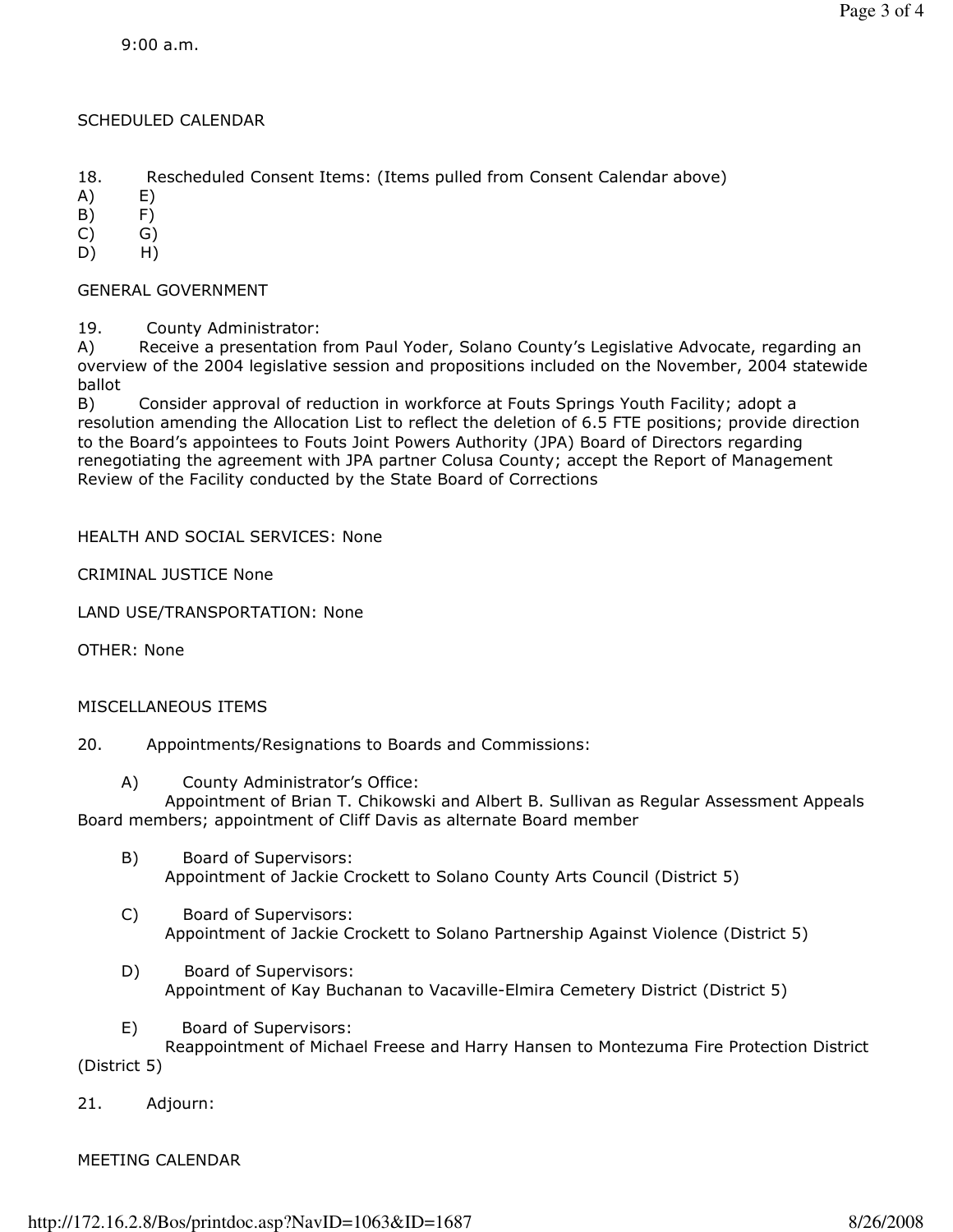9:00 a.m.

SCHEDULED CALENDAR

18. Rescheduled Consent Items: (Items pulled from Consent Calendar above)

A) E)
B) F)
C) G)
D) H)

GENERAL GOVERNMENT

19. County Administrator:

A) Receive a presentation from Paul Yoder, Solano County's Legislative Advocate, regarding an overview of the 2004 legislative session and propositions included on the November, 2004 statewide ballot

B) Consider approval of reduction in workforce at Fouts Springs Youth Facility; adopt a resolution amending the Allocation List to reflect the deletion of 6.5 FTE positions; provide direction to the Board's appointees to Fouts Joint Powers Authority (JPA) Board of Directors regarding renegotiating the agreement with JPA partner Colusa County; accept the Report of Management Review of the Facility conducted by the State Board of Corrections

HEALTH AND SOCIAL SERVICES: None

CRIMINAL JUSTICE None

LAND USE/TRANSPORTATION: None

OTHER: None

MISCELLANEOUS ITEMS

20. Appointments/Resignations to Boards and Commissions:

A) County Administrator's Office:
Appointment of Brian T. Chikowski and Albert B. Sullivan as Regular Assessment Appeals Board members; appointment of Cliff Davis as alternate Board member

B) Board of Supervisors:
Appointment of Jackie Crockett to Solano County Arts Council (District 5)

C) Board of Supervisors:
Appointment of Jackie Crockett to Solano Partnership Against Violence (District 5)

D) Board of Supervisors:
Appointment of Kay Buchanan to Vacaville-Elmira Cemetery District (District 5)

E) Board of Supervisors:
Reappointment of Michael Freese and Harry Hansen to Montezuma Fire Protection District (District 5)

21. Adjourn:

MEETING CALENDAR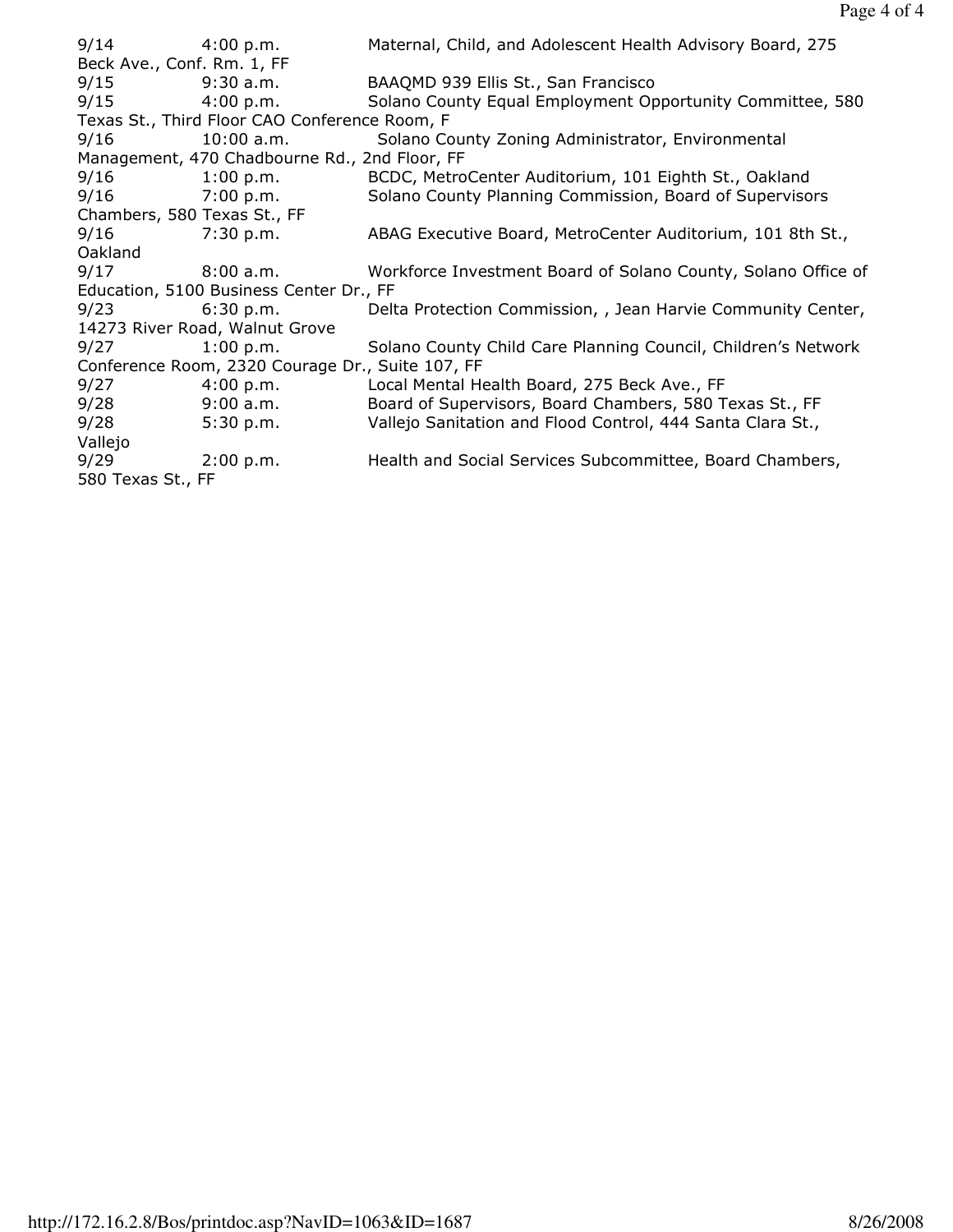9/14 4:00 p.m. Maternal, Child, and Adolescent Health Advisory Board, 275 Beck Ave., Conf. Rm. 1, FF

9/15 9:30 a.m. BAAQMD 939 Ellis St., San Francisco

9/15 4:00 p.m. Solano County Equal Employment Opportunity Committee, 580 Texas St., Third Floor CAO Conference Room, F

9/16 10:00 a.m. Solano County Zoning Administrator, Environmental Management, 470 Chadbourne Rd., 2nd Floor, FF

9/16 1:00 p.m. BCDC, MetroCenter Auditorium, 101 Eighth St., Oakland

9/16 7:00 p.m. Solano County Planning Commission, Board of Supervisors Chambers, 580 Texas St., FF

9/16 7:30 p.m. ABAG Executive Board, MetroCenter Auditorium, 101 8th St., Oakland

9/17 8:00 a.m. Workforce Investment Board of Solano County, Solano Office of Education, 5100 Business Center Dr., FF

9/23 6:30 p.m. Delta Protection Commission, , Jean Harvie Community Center, 14273 River Road, Walnut Grove

9/27 1:00 p.m. Solano County Child Care Planning Council, Children's Network Conference Room, 2320 Courage Dr., Suite 107, FF

9/27 4:00 p.m. Local Mental Health Board, 275 Beck Ave., FF

9/28 9:00 a.m. Board of Supervisors, Board Chambers, 580 Texas St., FF

9/28 5:30 p.m. Vallejo Sanitation and Flood Control, 444 Santa Clara St., Vallejo

9/29 2:00 p.m. Health and Social Services Subcommittee, Board Chambers, 580 Texas St., FF